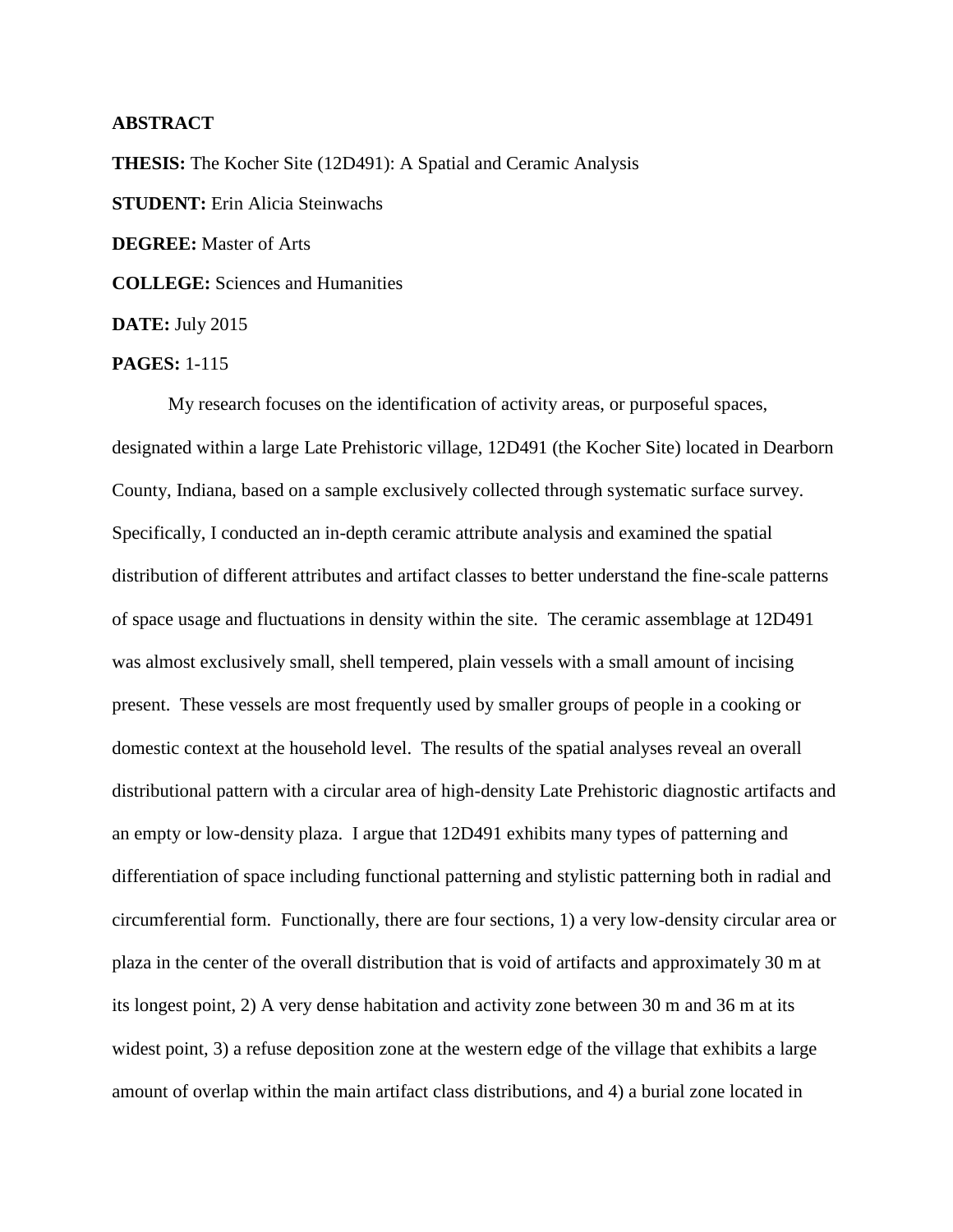**ABSTRACT**

**THESIS:** The Kocher Site (12D491): A Spatial and Ceramic Analysis

**STUDENT:** Erin Alicia Steinwachs

**DEGREE:** Master of Arts

**COLLEGE:** Sciences and Humanities

**DATE:** July 2015

**PAGES:** 1-115

My research focuses on the identification of activity areas, or purposeful spaces, designated within a large Late Prehistoric village, 12D491 (the Kocher Site) located in Dearborn County, Indiana, based on a sample exclusively collected through systematic surface survey. Specifically, I conducted an in-depth ceramic attribute analysis and examined the spatial distribution of different attributes and artifact classes to better understand the fine-scale patterns of space usage and fluctuations in density within the site. The ceramic assemblage at 12D491 was almost exclusively small, shell tempered, plain vessels with a small amount of incising present. These vessels are most frequently used by smaller groups of people in a cooking or domestic context at the household level. The results of the spatial analyses reveal an overall distributional pattern with a circular area of high-density Late Prehistoric diagnostic artifacts and an empty or low-density plaza. I argue that 12D491 exhibits many types of patterning and differentiation of space including functional patterning and stylistic patterning both in radial and circumferential form. Functionally, there are four sections, 1) a very low-density circular area or plaza in the center of the overall distribution that is void of artifacts and approximately 30 m at its longest point, 2) A very dense habitation and activity zone between 30 m and 36 m at its widest point, 3) a refuse deposition zone at the western edge of the village that exhibits a large amount of overlap within the main artifact class distributions, and 4) a burial zone located in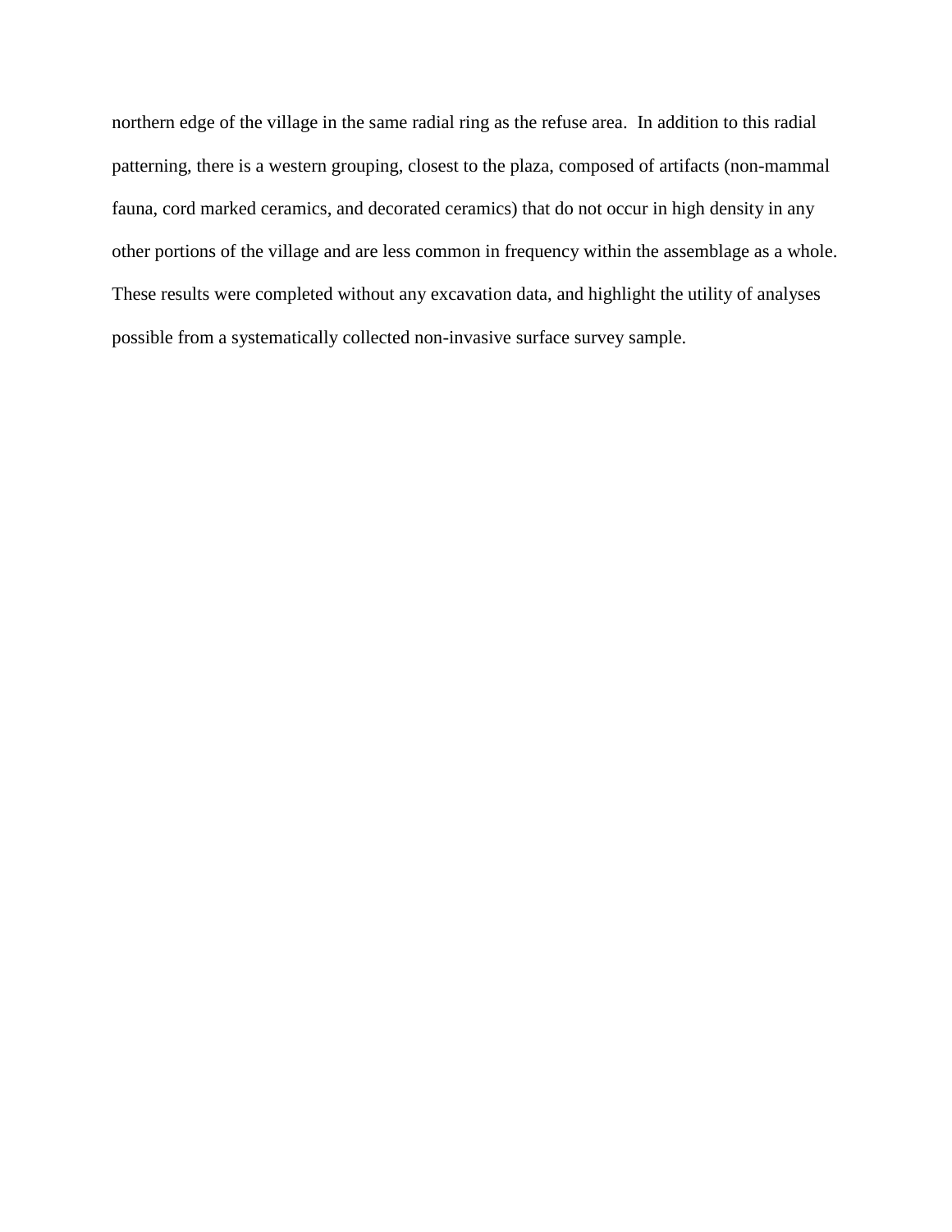northern edge of the village in the same radial ring as the refuse area. In addition to this radial patterning, there is a western grouping, closest to the plaza, composed of artifacts (non-mammal fauna, cord marked ceramics, and decorated ceramics) that do not occur in high density in any other portions of the village and are less common in frequency within the assemblage as a whole. These results were completed without any excavation data, and highlight the utility of analyses possible from a systematically collected non-invasive surface survey sample.